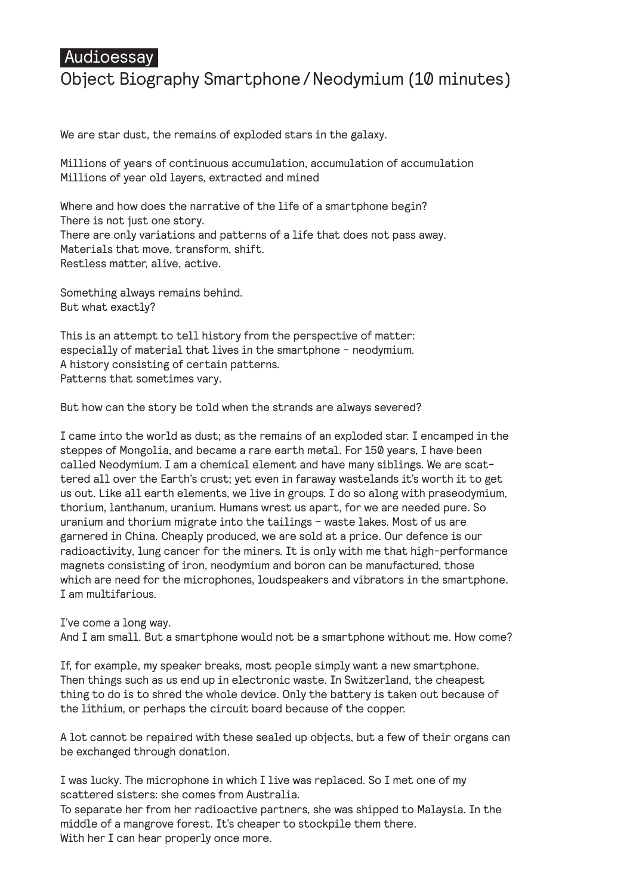Audioessay

# Object Biography Smartphone / Neodymium (10 minutes)

We are star dust, the remains of exploded stars in the galaxy.

Millions of years of continuous accumulation, accumulation of accumulation
Millions of year old layers, extracted and mined

Where and how does the narrative of the life of a smartphone begin?
There is not just one story.
There are only variations and patterns of a life that does not pass away.
Materials that move, transform, shift.
Restless matter, alive, active.

Something always remains behind.
But what exactly?

This is an attempt to tell history from the perspective of matter:
especially of material that lives in the smartphone – neodymium.
A history consisting of certain patterns.
Patterns that sometimes vary.

But how can the story be told when the strands are always severed?

I came into the world as dust; as the remains of an exploded star. I encamped in the steppes of Mongolia, and became a rare earth metal. For 150 years, I have been called Neodymium. I am a chemical element and have many siblings. We are scattered all over the Earth's crust; yet even in faraway wastelands it's worth it to get us out. Like all earth elements, we live in groups. I do so along with praseodymium, thorium, lanthanum, uranium. Humans wrest us apart, for we are needed pure. So uranium and thorium migrate into the tailings – waste lakes. Most of us are garnered in China. Cheaply produced, we are sold at a price. Our defence is our radioactivity, lung cancer for the miners. It is only with me that high-performance magnets consisting of iron, neodymium and boron can be manufactured, those which are need for the microphones, loudspeakers and vibrators in the smartphone. I am multifarious.

I've come a long way.
And I am small. But a smartphone would not be a smartphone without me. How come?

If, for example, my speaker breaks, most people simply want a new smartphone. Then things such as us end up in electronic waste. In Switzerland, the cheapest thing to do is to shred the whole device. Only the battery is taken out because of the lithium, or perhaps the circuit board because of the copper.

A lot cannot be repaired with these sealed up objects, but a few of their organs can be exchanged through donation.

I was lucky. The microphone in which I live was replaced. So I met one of my scattered sisters: she comes from Australia.
To separate her from her radioactive partners, she was shipped to Malaysia. In the middle of a mangrove forest. It's cheaper to stockpile them there.
With her I can hear properly once more.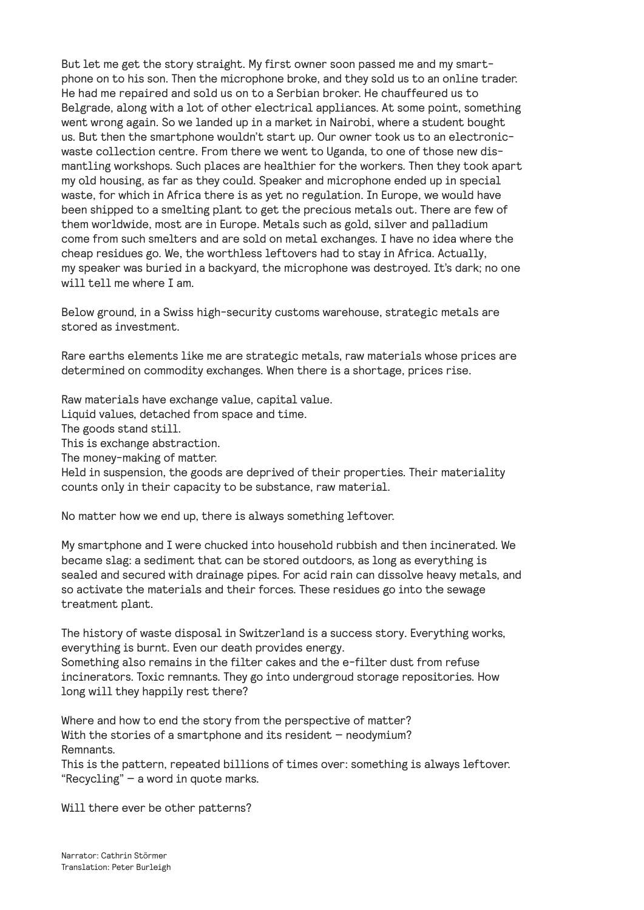But let me get the story straight. My first owner soon passed me and my smartphone on to his son. Then the microphone broke, and they sold us to an online trader. He had me repaired and sold us on to a Serbian broker. He chauffeured us to Belgrade, along with a lot of other electrical appliances. At some point, something went wrong again. So we landed up in a market in Nairobi, where a student bought us. But then the smartphone wouldn't start up. Our owner took us to an electronic-waste collection centre. From there we went to Uganda, to one of those new dismantling workshops. Such places are healthier for the workers. Then they took apart my old housing, as far as they could. Speaker and microphone ended up in special waste, for which in Africa there is as yet no regulation. In Europe, we would have been shipped to a smelting plant to get the precious metals out. There are few of them worldwide, most are in Europe. Metals such as gold, silver and palladium come from such smelters and are sold on metal exchanges. I have no idea where the cheap residues go. We, the worthless leftovers had to stay in Africa. Actually, my speaker was buried in a backyard, the microphone was destroyed. It's dark; no one will tell me where I am.

Below ground, in a Swiss high-security customs warehouse, strategic metals are stored as investment.

Rare earths elements like me are strategic metals, raw materials whose prices are determined on commodity exchanges. When there is a shortage, prices rise.

Raw materials have exchange value, capital value.  
Liquid values, detached from space and time.  
The goods stand still.  
This is exchange abstraction.  
The money-making of matter.  
Held in suspension, the goods are deprived of their properties. Their materiality counts only in their capacity to be substance, raw material.

No matter how we end up, there is always something leftover.

My smartphone and I were chucked into household rubbish and then incinerated. We became slag: a sediment that can be stored outdoors, as long as everything is sealed and secured with drainage pipes. For acid rain can dissolve heavy metals, and so activate the materials and their forces. These residues go into the sewage treatment plant.

The history of waste disposal in Switzerland is a success story. Everything works, everything is burnt. Even our death provides energy.  
Something also remains in the filter cakes and the e-filter dust from refuse incinerators. Toxic remnants. They go into undergroud storage repositories. How long will they happily rest there?

Where and how to end the story from the perspective of matter?  
With the stories of a smartphone and its resident — neodymium?  
Remnants.  
This is the pattern, repeated billions of times over: something is always leftover.  
"Recycling" — a word in quote marks.

Will there ever be other patterns?

Narrator: Cathrin Störmer  
Translation: Peter Burleigh